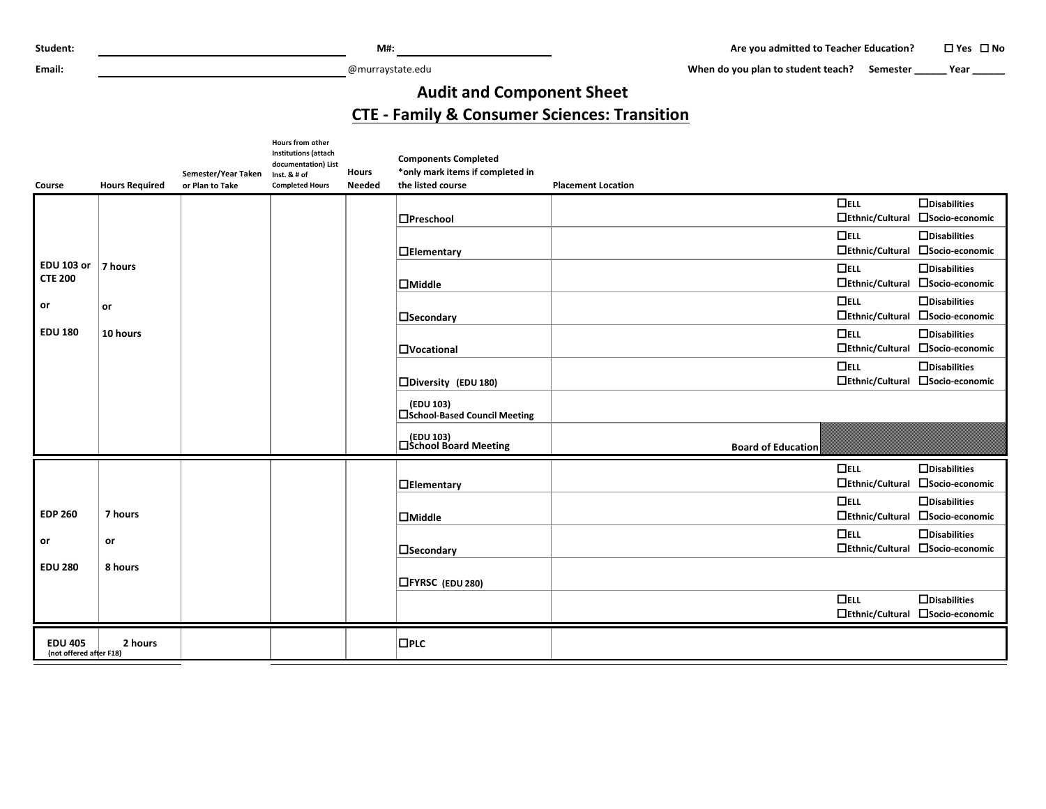Student: ______________________ M#: ______________________ Are you admitted to Teacher Education? ☐ Yes ☐ No

Email: ______________________ @murraystate.edu When do you plan to student teach? Semester ______ Year ______

# Audit and Component Sheet

## CTE - Family & Consumer Sciences: Transition

| Course | Hours Required | Semester/Year Taken or Plan to Take | Hours from other Institutions (attach documentation) List Inst. & # of Completed Hours | Hours Needed | Components Completed *only mark items if completed in the listed course | Placement Location | | |
|---|---|---|---|---|---|---|---|---|
| EDU 103 or CTE 200 or EDU 180 | 7 hours or 10 hours | | | | ☐Preschool | | ☐ELL ☐Ethnic/Cultural | ☐Disabilities ☐Socio-economic |
| | | | | | ☐Elementary | | ☐ELL ☐Ethnic/Cultural | ☐Disabilities ☐Socio-economic |
| | | | | | ☐Middle | | ☐ELL ☐Ethnic/Cultural | ☐Disabilities ☐Socio-economic |
| | | | | | ☐Secondary | | ☐ELL ☐Ethnic/Cultural | ☐Disabilities ☐Socio-economic |
| | | | | | ☐Vocational | | ☐ELL ☐Ethnic/Cultural | ☐Disabilities ☐Socio-economic |
| | | | | | ☐Diversity (EDU 180) | | ☐ELL ☐Ethnic/Cultural | ☐Disabilities ☐Socio-economic |
| | | | | | (EDU 103) ☐School-Based Council Meeting | | | |
| | | | | | (EDU 103) ☐School Board Meeting | Board of Education | | |
| EDP 260 or EDU 280 | 7 hours or 8 hours | | | | ☐Elementary | | ☐ELL ☐Ethnic/Cultural | ☐Disabilities ☐Socio-economic |
| | | | | | ☐Middle | | ☐ELL ☐Ethnic/Cultural | ☐Disabilities ☐Socio-economic |
| | | | | | ☐Secondary | | ☐ELL ☐Ethnic/Cultural | ☐Disabilities ☐Socio-economic |
| | | | | | ☐FYRSC (EDU 280) | | | |
| | | | | | | | ☐ELL ☐Ethnic/Cultural | ☐Disabilities ☐Socio-economic |
| EDU 405 (not offered after F18) | 2 hours | | | | ☐PLC | | | |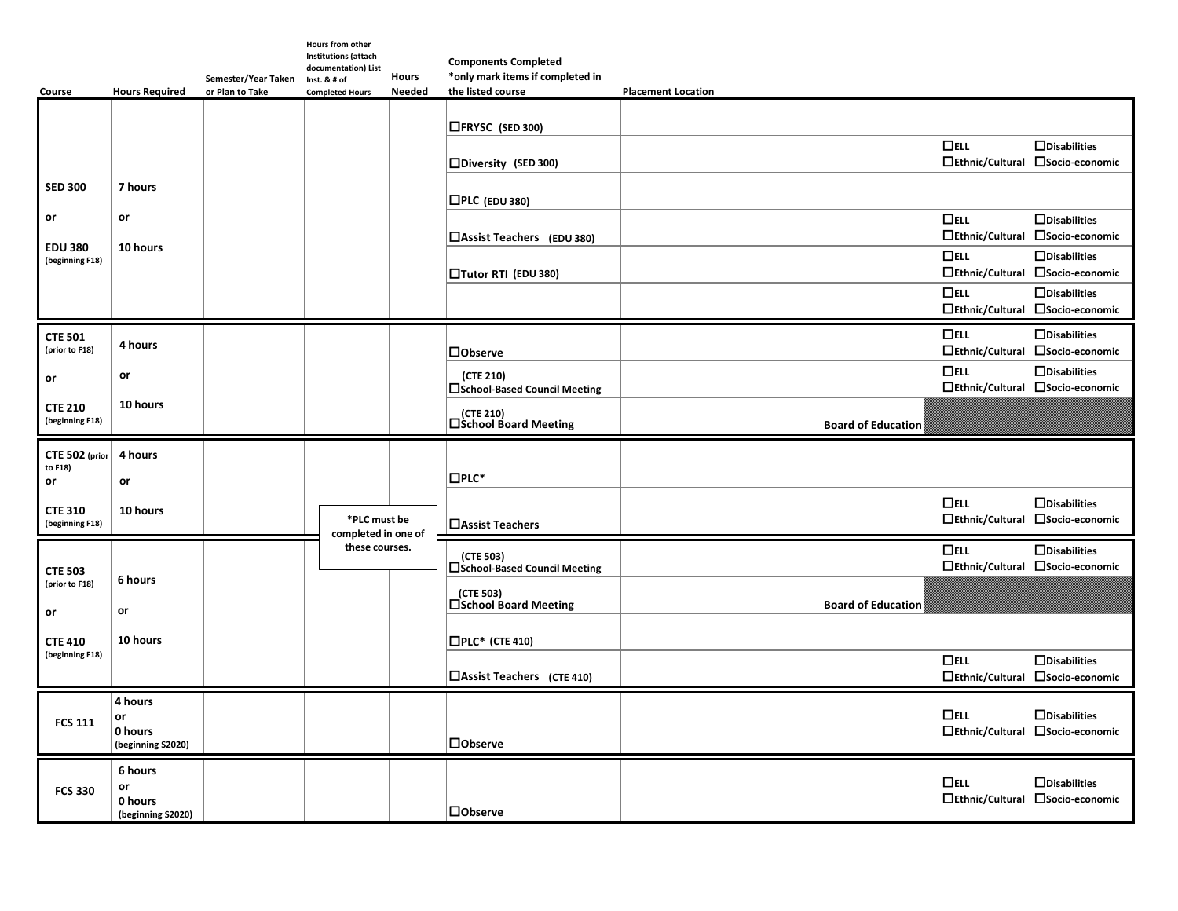| Course | Hours Required | Semester/Year Taken or Plan to Take | Hours from other Institutions (attach documentation) List Inst. & # of Completed Hours | Hours Needed | Components Completed *only mark items if completed in the listed course | Placement Location | | |
|---|---|---|---|---|---|---|---|---|
| SED 300 or EDU 380 (beginning F18) | 7 hours or 10 hours | | | | ☐FRYSC (SED 300) | | | |
| | | | | | ☐Diversity (SED 300) | | ☐ELL ☐Ethnic/Cultural | ☐Disabilities ☐Socio-economic |
| | | | | | ☐PLC (EDU 380) | | | |
| | | | | | ☐Assist Teachers (EDU 380) | | ☐ELL ☐Ethnic/Cultural | ☐Disabilities ☐Socio-economic |
| | | | | | ☐Tutor RTI (EDU 380) | | ☐ELL ☐Ethnic/Cultural | ☐Disabilities ☐Socio-economic |
| | | | | | | | ☐ELL ☐Ethnic/Cultural | ☐Disabilities ☐Socio-economic |
| CTE 501 (prior to F18) or CTE 210 (beginning F18) | 4 hours or 10 hours | | | | ☐Observe | | ☐ELL ☐Ethnic/Cultural | ☐Disabilities ☐Socio-economic |
| | | | | | (CTE 210) ☐School-Based Council Meeting | | ☐ELL ☐Ethnic/Cultural | ☐Disabilities ☐Socio-economic |
| | | | | | (CTE 210) ☐School Board Meeting | Board of Education | | |
| CTE 502 (prior to F18) or CTE 310 (beginning F18) | 4 hours or 10 hours | | | | ☐PLC* | | | |
| | | | *PLC must be completed in one of these courses. | | ☐Assist Teachers | | ☐ELL ☐Ethnic/Cultural | ☐Disabilities ☐Socio-economic |
| CTE 503 (prior to F18) or CTE 410 (beginning F18) | 6 hours or 10 hours | | | | (CTE 503) ☐School-Based Council Meeting | | ☐ELL ☐Ethnic/Cultural | ☐Disabilities ☐Socio-economic |
| | | | | | (CTE 503) ☐School Board Meeting | Board of Education | | |
| | | | | | ☐PLC* (CTE 410) | | | |
| | | | | | ☐Assist Teachers (CTE 410) | | ☐ELL ☐Ethnic/Cultural | ☐Disabilities ☐Socio-economic |
| FCS 111 | 4 hours or 0 hours (beginning S2020) | | | | ☐Observe | | ☐ELL ☐Ethnic/Cultural | ☐Disabilities ☐Socio-economic |
| FCS 330 | 6 hours or 0 hours (beginning S2020) | | | | ☐Observe | | ☐ELL ☐Ethnic/Cultural | ☐Disabilities ☐Socio-economic |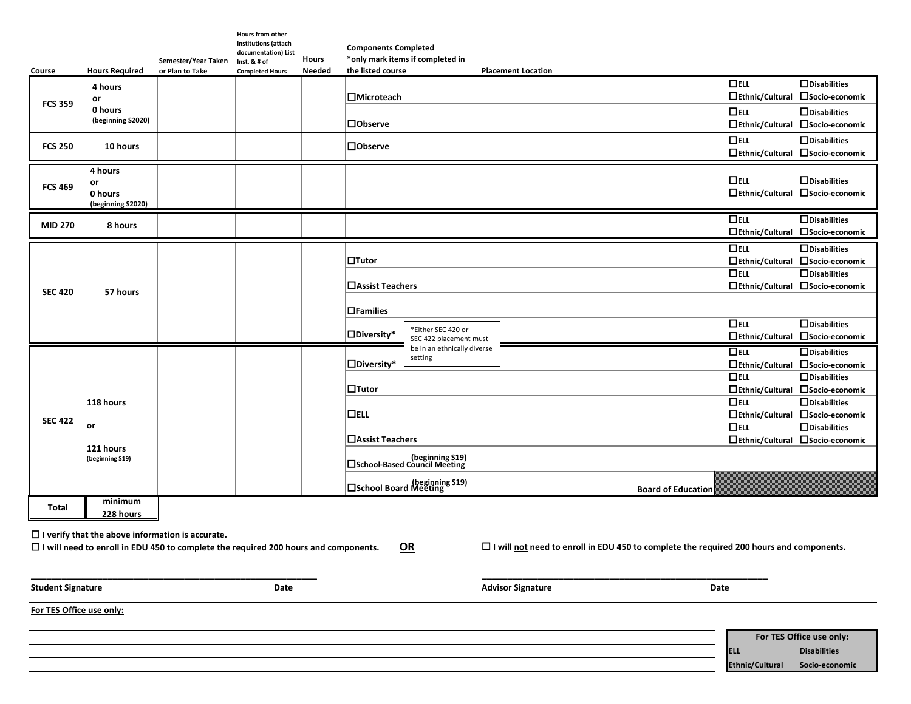| Course | Hours Required | Semester/Year Taken or Plan to Take | Hours from other Institutions (attach documentation) List Inst. & # of Completed Hours | Hours Needed | Components Completed *only mark items if completed in the listed course | Placement Location | | |
|---|---|---|---|---|---|---|---|---|
| FCS 359 | 4 hours or 0 hours (beginning S2020) | | | | ☐Microteach | | ☐ELL ☐Ethnic/Cultural | ☐Disabilities ☐Socio-economic |
| | | | | | ☐Observe | | ☐ELL ☐Ethnic/Cultural | ☐Disabilities ☐Socio-economic |
| FCS 250 | 10 hours | | | | ☐Observe | | ☐ELL ☐Ethnic/Cultural | ☐Disabilities ☐Socio-economic |
| FCS 469 | 4 hours or 0 hours (beginning S2020) | | | | | | ☐ELL ☐Ethnic/Cultural | ☐Disabilities ☐Socio-economic |
| MID 270 | 8 hours | | | | | | ☐ELL ☐Ethnic/Cultural | ☐Disabilities ☐Socio-economic |
| SEC 420 | 57 hours | | | | ☐Tutor | | ☐ELL ☐Ethnic/Cultural | ☐Disabilities ☐Socio-economic |
| | | | | | ☐Assist Teachers | | ☐ELL ☐Ethnic/Cultural | ☐Disabilities ☐Socio-economic |
| | | | | | ☐Families | | | |
| | | | | | ☐Diversity* | | ☐ELL ☐Ethnic/Cultural | ☐Disabilities ☐Socio-economic |
| SEC 422 | 118 hours or 121 hours (beginning S19) | | | | ☐Diversity* | | ☐ELL ☐Ethnic/Cultural | ☐Disabilities ☐Socio-economic |
| | | | | | ☐Tutor | | ☐ELL ☐Ethnic/Cultural | ☐Disabilities ☐Socio-economic |
| | | | | | ☐ELL | | ☐ELL ☐Ethnic/Cultural | ☐Disabilities ☐Socio-economic |
| | | | | | ☐Assist Teachers | | ☐ELL ☐Ethnic/Cultural | ☐Disabilities ☐Socio-economic |
| | | | | | ☐School-Based Council Meeting (beginning S19) | | | |
| | | | | | ☐School Board Meeting (beginning S19) | Board of Education | | |
| Total | minimum 228 hours | | | | | | | |

*Either SEC 420 or SEC 422 placement must be in an ethnically diverse setting

☐ I verify that the above information is accurate.

☐ I will need to enroll in EDU 450 to complete the required 200 hours and components. **OR** ☐ I will not need to enroll in EDU 450 to complete the required 200 hours and components.

\_\_\_\_\_\_\_\_\_\_\_\_\_\_\_\_\_\_\_\_\_\_\_\_\_\_\_\_\_\_\_\_\_\_\_\_\_\_\_\_\_\_\_\_\_\_\_\_\_\_\_\_\_\_\_\_\_\_\_\_

**Student Signature** **Date**

\_\_\_\_\_\_\_\_\_\_\_\_\_\_\_\_\_\_\_\_\_\_\_\_\_\_\_\_\_\_\_\_\_\_\_\_\_\_\_\_\_\_\_\_\_\_\_\_\_\_\_\_\_\_\_\_\_\_\_\_

**Advisor Signature** **Date**

**For TES Office use only:**

| For TES Office use only: | |
|---|---|
| ELL | Disabilities |
| Ethnic/Cultural | Socio-economic |